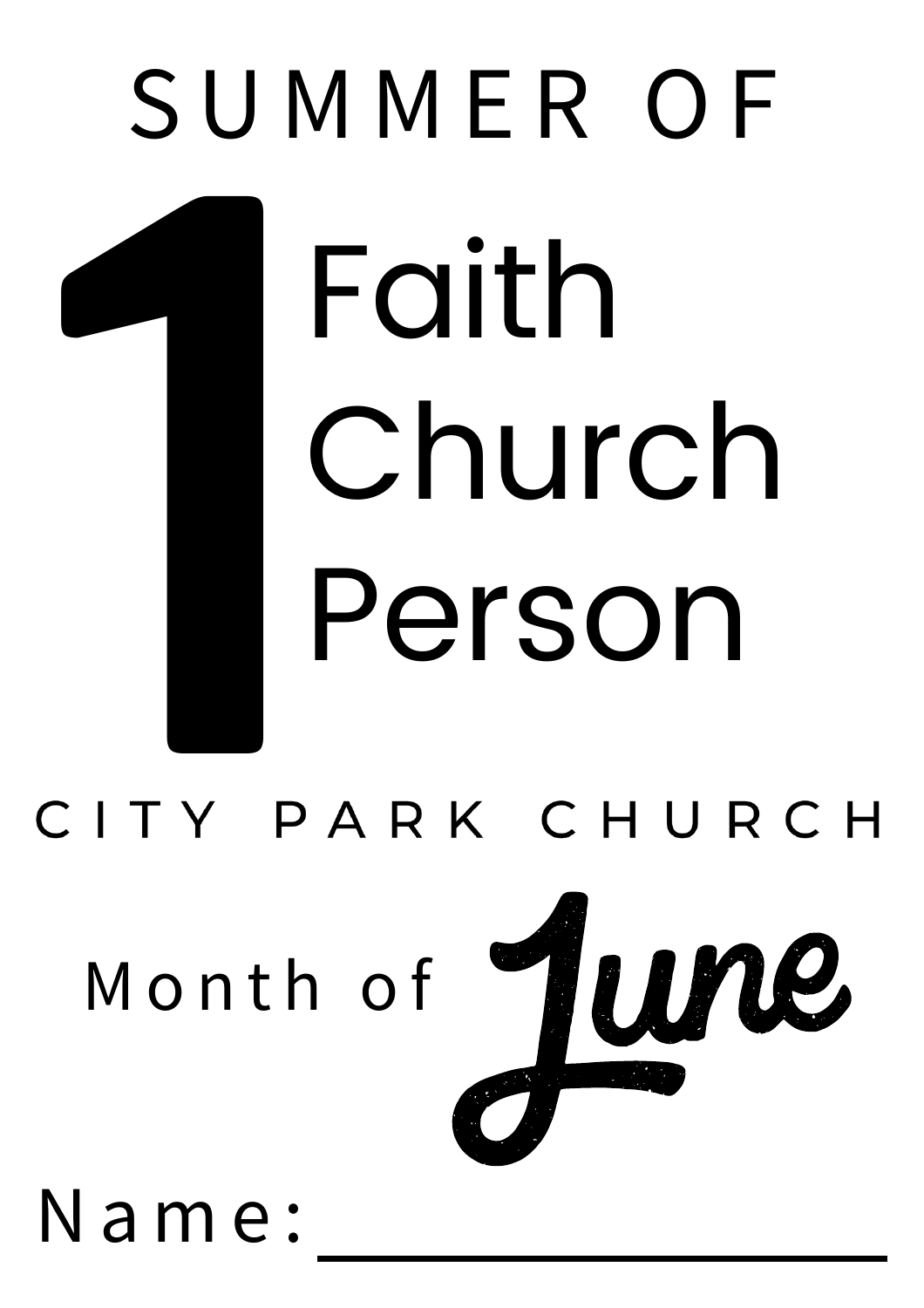# SUMMER OF

# 1

## Faith
## Church
## Person

CITY PARK CHURCH

Month of June

Name: ____________________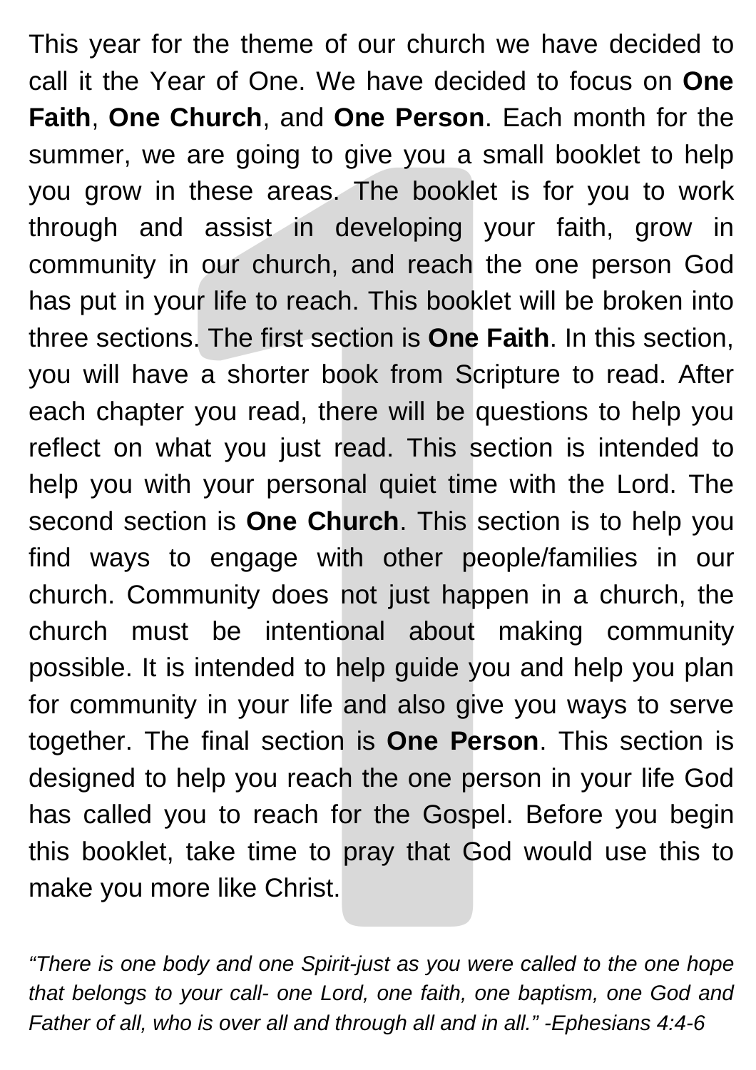This year for the theme of our church we have decided to call it the Year of One. We have decided to focus on **One Faith**, **One Church**, and **One Person**. Each month for the summer, we are going to give you a small booklet to help you grow in these areas. The booklet is for you to work through and assist in developing your faith, grow in community in our church, and reach the one person God has put in your life to reach. This booklet will be broken into three sections. The first section is **One Faith**. In this section, you will have a shorter book from Scripture to read. After each chapter you read, there will be questions to help you reflect on what you just read. This section is intended to help you with your personal quiet time with the Lord. The second section is **One Church**. This section is to help you find ways to engage with other people/families in our church. Community does not just happen in a church, the church must be intentional about making community possible. It is intended to help guide you and help you plan for community in your life and also give you ways to serve together. The final section is **One Person**. This section is designed to help you reach the one person in your life God has called you to reach for the Gospel. Before you begin this booklet, take time to pray that God would use this to make you more like Christ.

*"There is one body and one Spirit-just as you were called to the one hope that belongs to your call- one Lord, one faith, one baptism, one God and Father of all, who is over all and through all and in all." -Ephesians 4:4-6*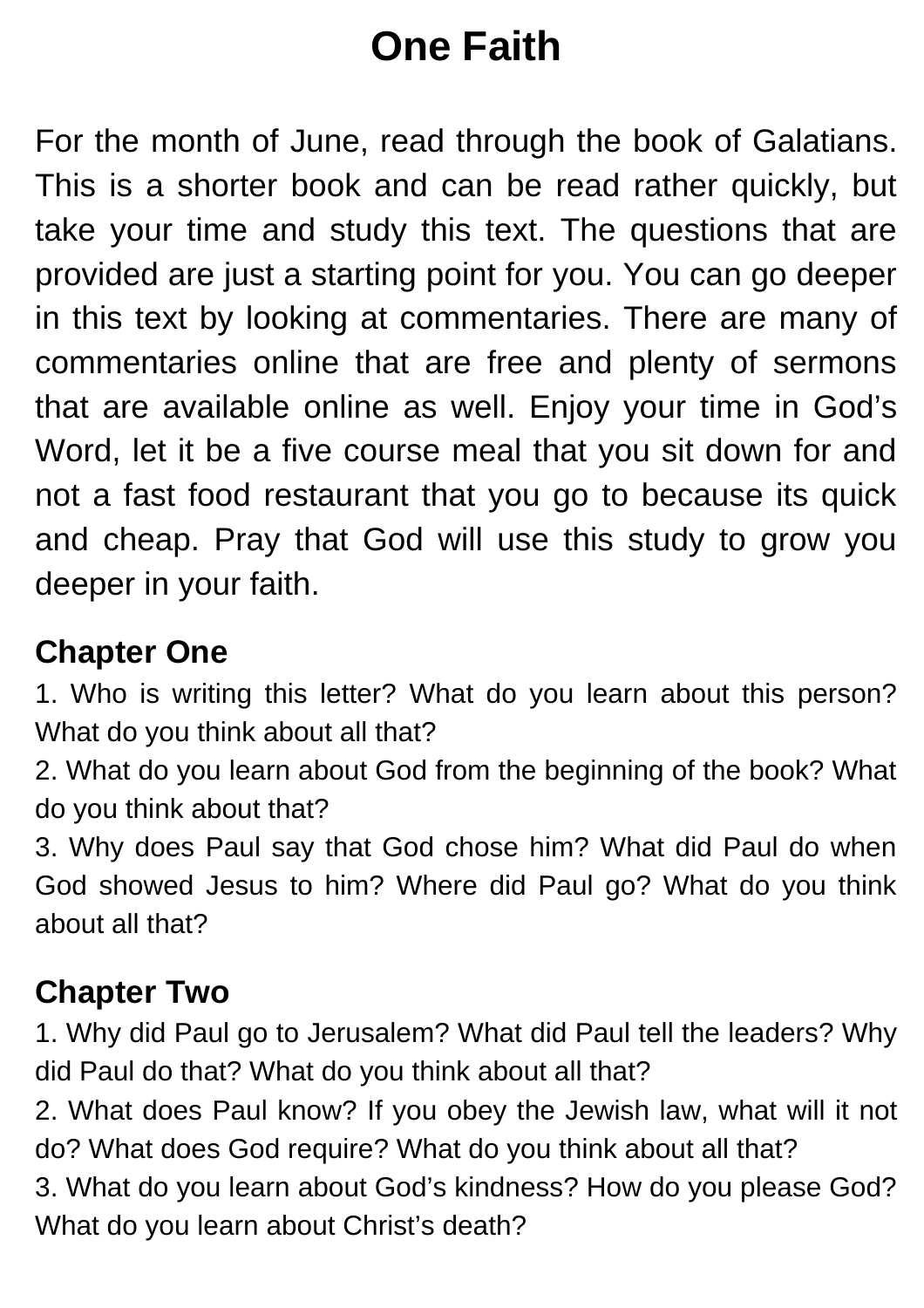# One Faith

For the month of June, read through the book of Galatians. This is a shorter book and can be read rather quickly, but take your time and study this text. The questions that are provided are just a starting point for you. You can go deeper in this text by looking at commentaries. There are many of commentaries online that are free and plenty of sermons that are available online as well. Enjoy your time in God's Word, let it be a five course meal that you sit down for and not a fast food restaurant that you go to because its quick and cheap. Pray that God will use this study to grow you deeper in your faith.

## Chapter One

1. Who is writing this letter? What do you learn about this person? What do you think about all that?
2. What do you learn about God from the beginning of the book? What do you think about that?
3. Why does Paul say that God chose him? What did Paul do when God showed Jesus to him? Where did Paul go? What do you think about all that?

## Chapter Two

1. Why did Paul go to Jerusalem? What did Paul tell the leaders? Why did Paul do that? What do you think about all that?
2. What does Paul know? If you obey the Jewish law, what will it not do? What does God require? What do you think about all that?
3. What do you learn about God's kindness? How do you please God? What do you learn about Christ's death?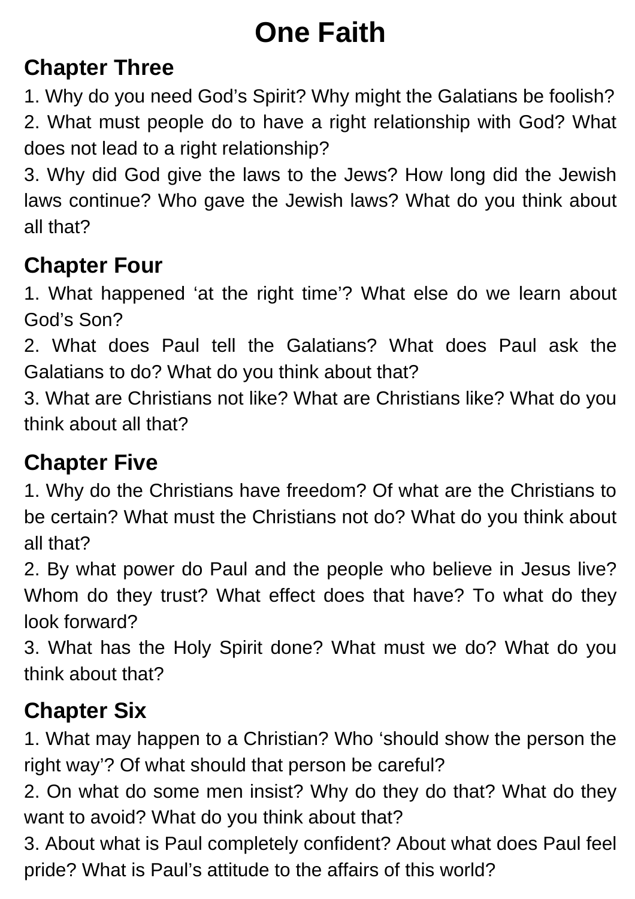# One Faith

## Chapter Three

1. Why do you need God's Spirit? Why might the Galatians be foolish?
2. What must people do to have a right relationship with God? What does not lead to a right relationship?
3. Why did God give the laws to the Jews? How long did the Jewish laws continue? Who gave the Jewish laws? What do you think about all that?

## Chapter Four

1. What happened 'at the right time'? What else do we learn about God's Son?
2. What does Paul tell the Galatians? What does Paul ask the Galatians to do? What do you think about that?
3. What are Christians not like? What are Christians like? What do you think about all that?

## Chapter Five

1. Why do the Christians have freedom? Of what are the Christians to be certain? What must the Christians not do? What do you think about all that?
2. By what power do Paul and the people who believe in Jesus live? Whom do they trust? What effect does that have? To what do they look forward?
3. What has the Holy Spirit done? What must we do? What do you think about that?

## Chapter Six

1. What may happen to a Christian? Who 'should show the person the right way'? Of what should that person be careful?
2. On what do some men insist? Why do they do that? What do they want to avoid? What do you think about that?
3. About what is Paul completely confident? About what does Paul feel pride? What is Paul's attitude to the affairs of this world?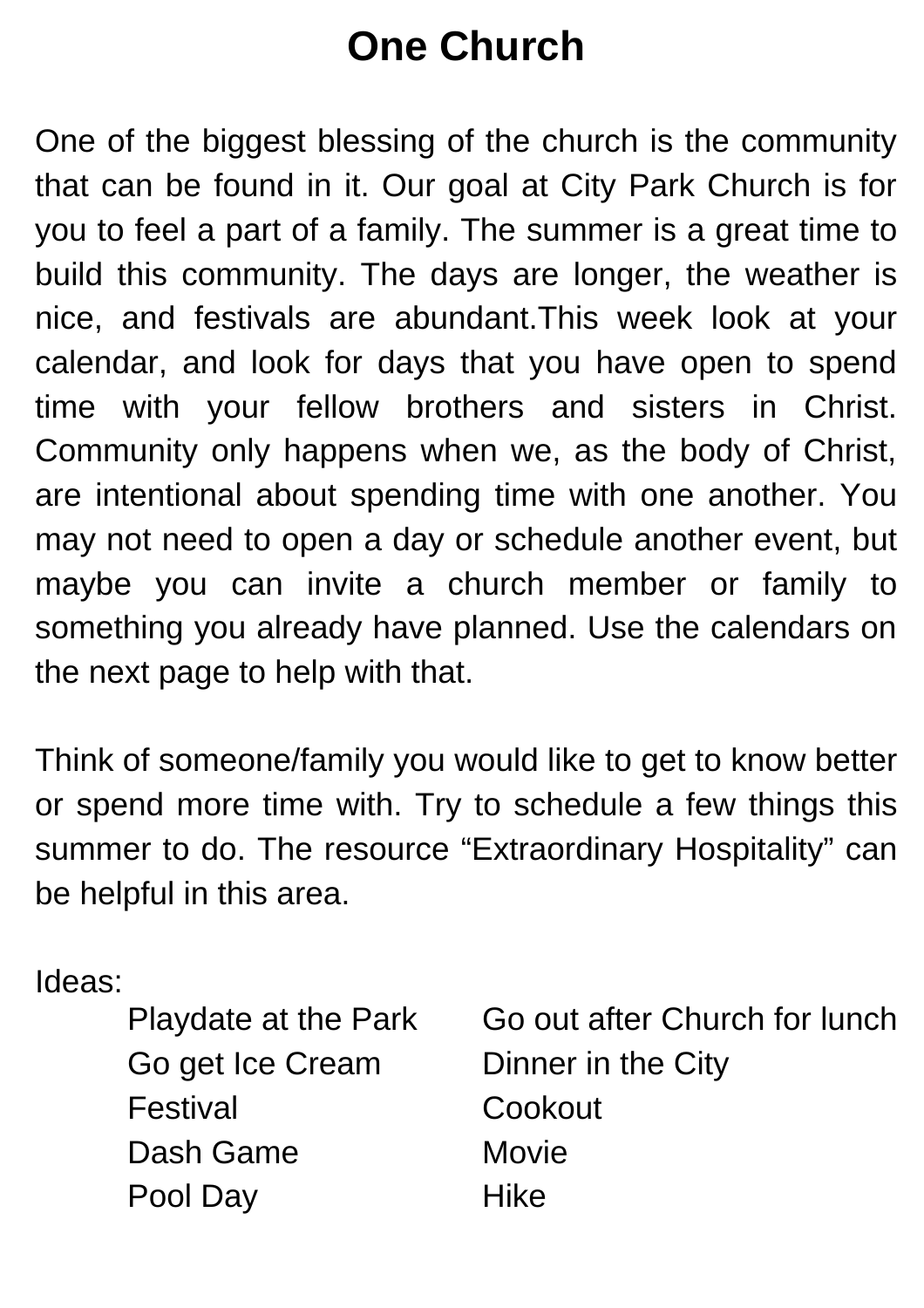# One Church

One of the biggest blessing of the church is the community that can be found in it. Our goal at City Park Church is for you to feel a part of a family. The summer is a great time to build this community. The days are longer, the weather is nice, and festivals are abundant.This week look at your calendar, and look for days that you have open to spend time with your fellow brothers and sisters in Christ. Community only happens when we, as the body of Christ, are intentional about spending time with one another. You may not need to open a day or schedule another event, but maybe you can invite a church member or family to something you already have planned. Use the calendars on the next page to help with that.

Think of someone/family you would like to get to know better or spend more time with. Try to schedule a few things this summer to do. The resource "Extraordinary Hospitality" can be helpful in this area.

Ideas:

- Playdate at the Park
- Go get Ice Cream
- Festival
- Dash Game
- Pool Day
- Go out after Church for lunch
- Dinner in the City
- Cookout
- Movie
- Hike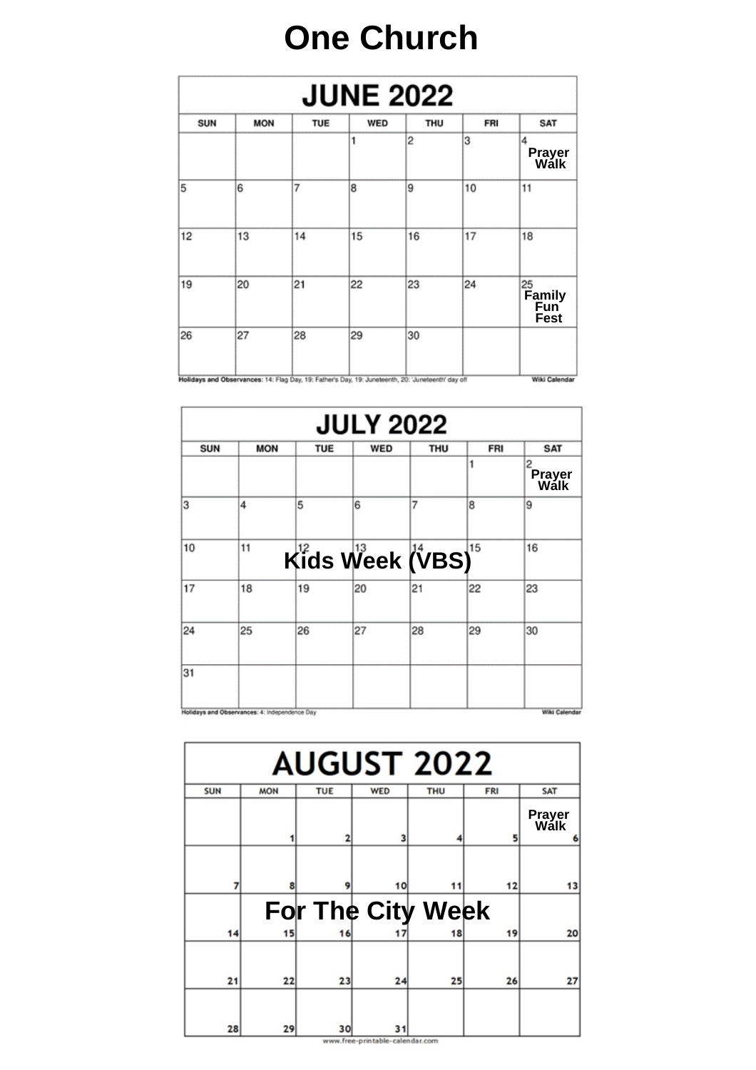# One Church

## JUNE 2022

| SUN | MON | TUE | WED | THU | FRI | SAT |
|---|---|---|---|---|---|---|
| | | | 1 | 2 | 3 | 4 Prayer Walk |
| 5 | 6 | 7 | 8 | 9 | 10 | 11 |
| 12 | 13 | 14 | 15 | 16 | 17 | 18 |
| 19 | 20 | 21 | 22 | 23 | 24 | 25 Family Fun Fest |
| 26 | 27 | 28 | 29 | 30 | | |

Holidays and Observances: 14: Flag Day, 19: Father's Day, 19: Juneteenth, 20: 'Juneteenth' day off

Wiki Calendar

## JULY 2022

| SUN | MON | TUE | WED | THU | FRI | SAT |
|---|---|---|---|---|---|---|
| | | | | | 1 | 2 Prayer Walk |
| 3 | 4 | 5 | 6 | 7 | 8 | 9 |
| 10 | 11 Kids Week (VBS) | 12 Kids Week (VBS) | 13 Kids Week (VBS) | 14 Kids Week (VBS) | 15 Kids Week (VBS) | 16 |
| 17 | 18 | 19 | 20 | 21 | 22 | 23 |
| 24 | 25 | 26 | 27 | 28 | 29 | 30 |
| 31 | | | | | | |

Holidays and Observances: 4: Independence Day

Wiki Calendar

## AUGUST 2022

| SUN | MON | TUE | WED | THU | FRI | SAT |
|---|---|---|---|---|---|---|
| | 1 | 2 | 3 | 4 | 5 | 6 Prayer Walk |
| 7 | 8 | 9 | 10 | 11 | 12 | 13 |
| 14 | 15 For The City Week | 16 For The City Week | 17 For The City Week | 18 For The City Week | 19 For The City Week | 20 |
| 21 | 22 | 23 | 24 | 25 | 26 | 27 |
| 28 | 29 | 30 | 31 | | | |

www.free-printable-calendar.com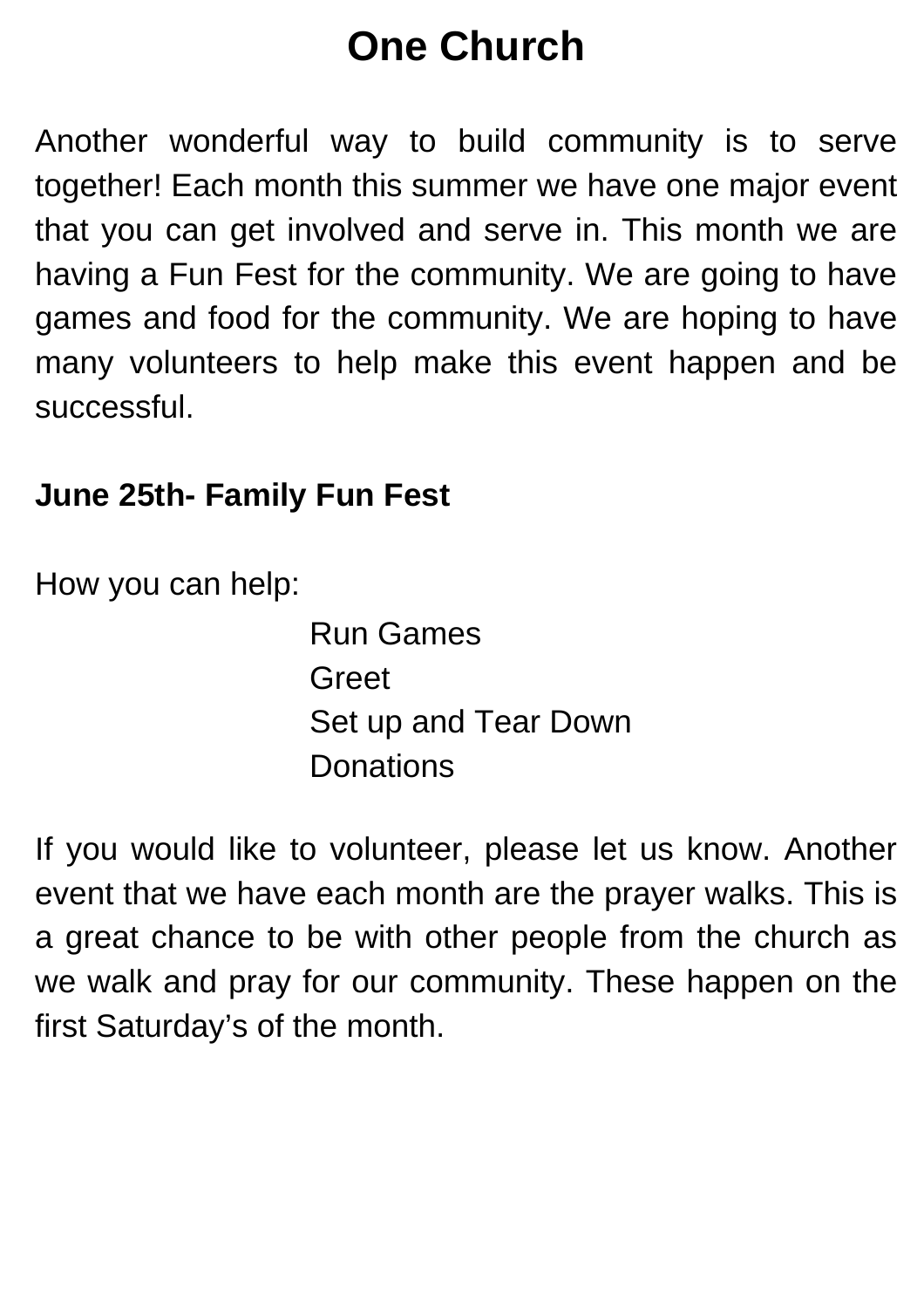# One Church

Another wonderful way to build community is to serve together! Each month this summer we have one major event that you can get involved and serve in. This month we are having a Fun Fest for the community. We are going to have games and food for the community. We are hoping to have many volunteers to help make this event happen and be successful.

**June 25th- Family Fun Fest**

How you can help:

Run Games
Greet
Set up and Tear Down
Donations

If you would like to volunteer, please let us know. Another event that we have each month are the prayer walks. This is a great chance to be with other people from the church as we walk and pray for our community. These happen on the first Saturday's of the month.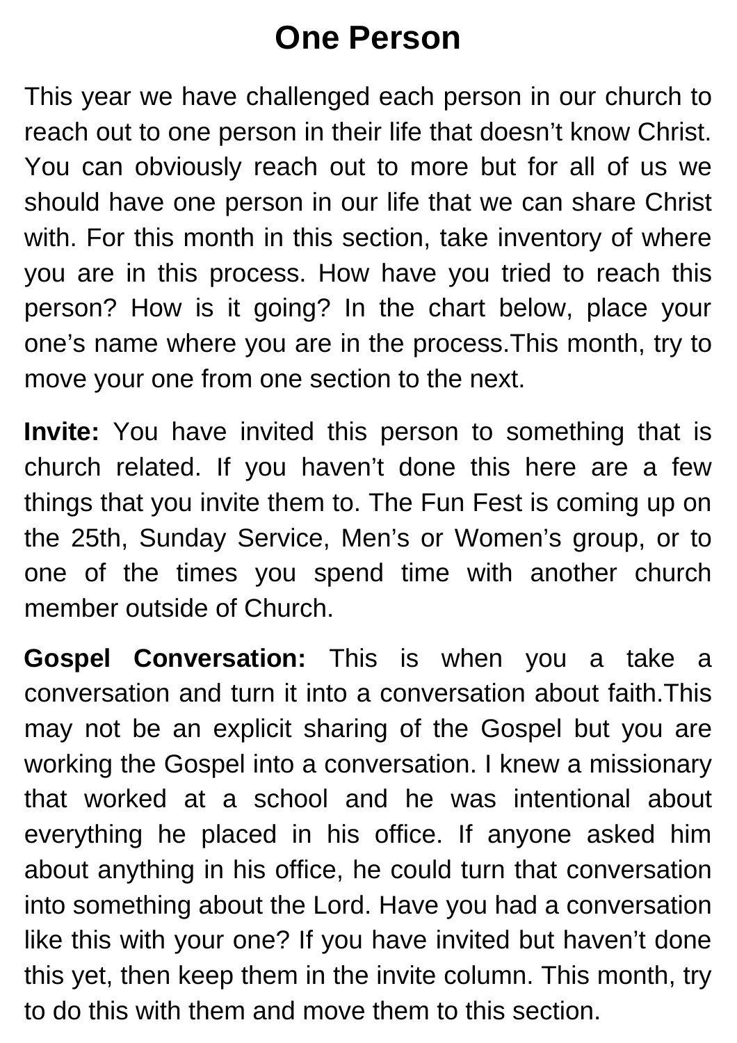# One Person

This year we have challenged each person in our church to reach out to one person in their life that doesn't know Christ. You can obviously reach out to more but for all of us we should have one person in our life that we can share Christ with. For this month in this section, take inventory of where you are in this process. How have you tried to reach this person? How is it going? In the chart below, place your one's name where you are in the process.This month, try to move your one from one section to the next.

**Invite:** You have invited this person to something that is church related. If you haven't done this here are a few things that you invite them to. The Fun Fest is coming up on the 25th, Sunday Service, Men's or Women's group, or to one of the times you spend time with another church member outside of Church.

**Gospel Conversation:** This is when you a take a conversation and turn it into a conversation about faith.This may not be an explicit sharing of the Gospel but you are working the Gospel into a conversation. I knew a missionary that worked at a school and he was intentional about everything he placed in his office. If anyone asked him about anything in his office, he could turn that conversation into something about the Lord. Have you had a conversation like this with your one? If you have invited but haven't done this yet, then keep them in the invite column. This month, try to do this with them and move them to this section.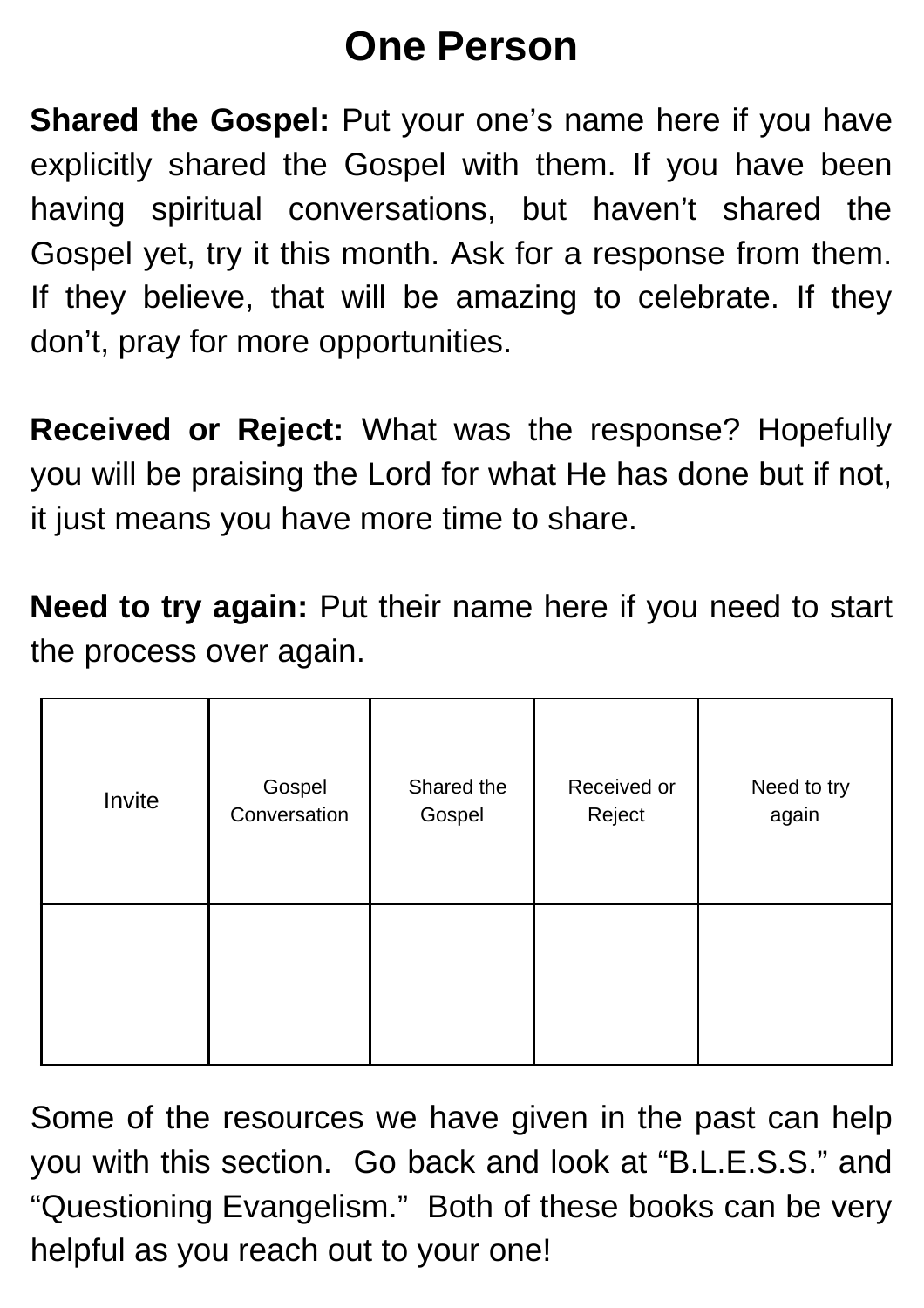# One Person

**Shared the Gospel:** Put your one's name here if you have explicitly shared the Gospel with them. If you have been having spiritual conversations, but haven't shared the Gospel yet, try it this month. Ask for a response from them. If they believe, that will be amazing to celebrate. If they don't, pray for more opportunities.

**Received or Reject:** What was the response? Hopefully you will be praising the Lord for what He has done but if not, it just means you have more time to share.

**Need to try again:** Put their name here if you need to start the process over again.

| Invite | Gospel Conversation | Shared the Gospel | Received or Reject | Need to try again |
|---|---|---|---|---|
| | | | | |

Some of the resources we have given in the past can help you with this section. Go back and look at "B.L.E.S.S." and "Questioning Evangelism." Both of these books can be very helpful as you reach out to your one!